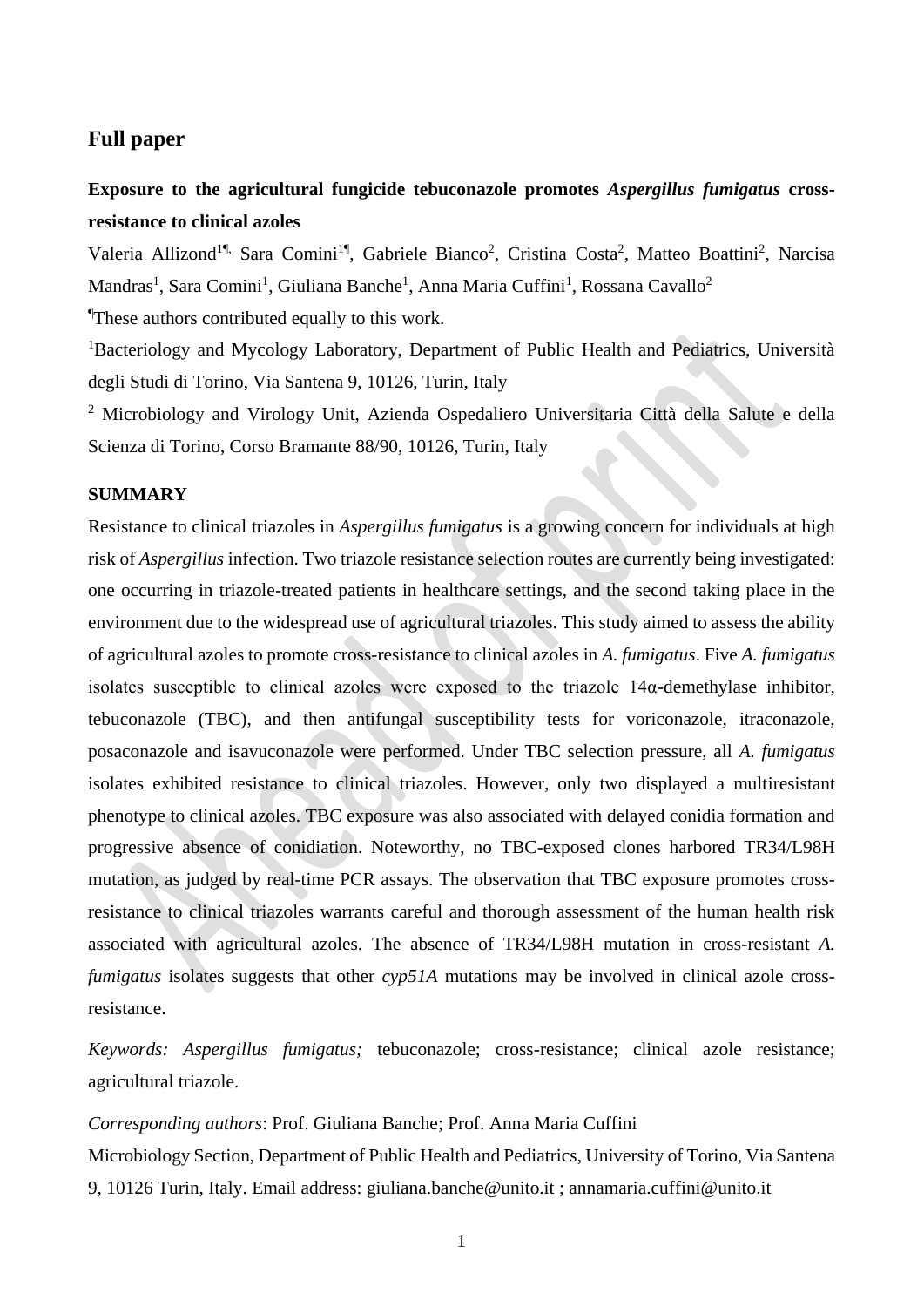## Full paper

**Exposure to the agricultural fungicide tebuconazole promotes *Aspergillus fumigatus* cross-resistance to clinical azoles**

Valeria Allizond[1¶], Sara Comini[1¶], Gabriele Bianco[2], Cristina Costa[2], Matteo Boattini[2], Narcisa Mandras[1], Sara Comini[1], Giuliana Banche[1], Anna Maria Cuffini[1], Rossana Cavallo[2]

[¶]These authors contributed equally to this work.

[1]Bacteriology and Mycology Laboratory, Department of Public Health and Pediatrics, Università degli Studi di Torino, Via Santena 9, 10126, Turin, Italy

[2] Microbiology and Virology Unit, Azienda Ospedaliero Universitaria Città della Salute e della Scienza di Torino, Corso Bramante 88/90, 10126, Turin, Italy

**SUMMARY**

Resistance to clinical triazoles in *Aspergillus fumigatus* is a growing concern for individuals at high risk of *Aspergillus* infection. Two triazole resistance selection routes are currently being investigated: one occurring in triazole-treated patients in healthcare settings, and the second taking place in the environment due to the widespread use of agricultural triazoles. This study aimed to assess the ability of agricultural azoles to promote cross-resistance to clinical azoles in *A. fumigatus*. Five *A. fumigatus* isolates susceptible to clinical azoles were exposed to the triazole 14α-demethylase inhibitor, tebuconazole (TBC), and then antifungal susceptibility tests for voriconazole, itraconazole, posaconazole and isavuconazole were performed. Under TBC selection pressure, all *A. fumigatus* isolates exhibited resistance to clinical triazoles. However, only two displayed a multiresistant phenotype to clinical azoles. TBC exposure was also associated with delayed conidia formation and progressive absence of conidiation. Noteworthy, no TBC-exposed clones harbored TR34/L98H mutation, as judged by real-time PCR assays. The observation that TBC exposure promotes cross-resistance to clinical triazoles warrants careful and thorough assessment of the human health risk associated with agricultural azoles. The absence of TR34/L98H mutation in cross-resistant *A. fumigatus* isolates suggests that other *cyp51A* mutations may be involved in clinical azole cross-resistance.

*Keywords: Aspergillus fumigatus;* tebuconazole; cross-resistance; clinical azole resistance; agricultural triazole.

*Corresponding authors*: Prof. Giuliana Banche; Prof. Anna Maria Cuffini

Microbiology Section, Department of Public Health and Pediatrics, University of Torino, Via Santena 9, 10126 Turin, Italy. Email address: giuliana.banche@unito.it ; annamaria.cuffini@unito.it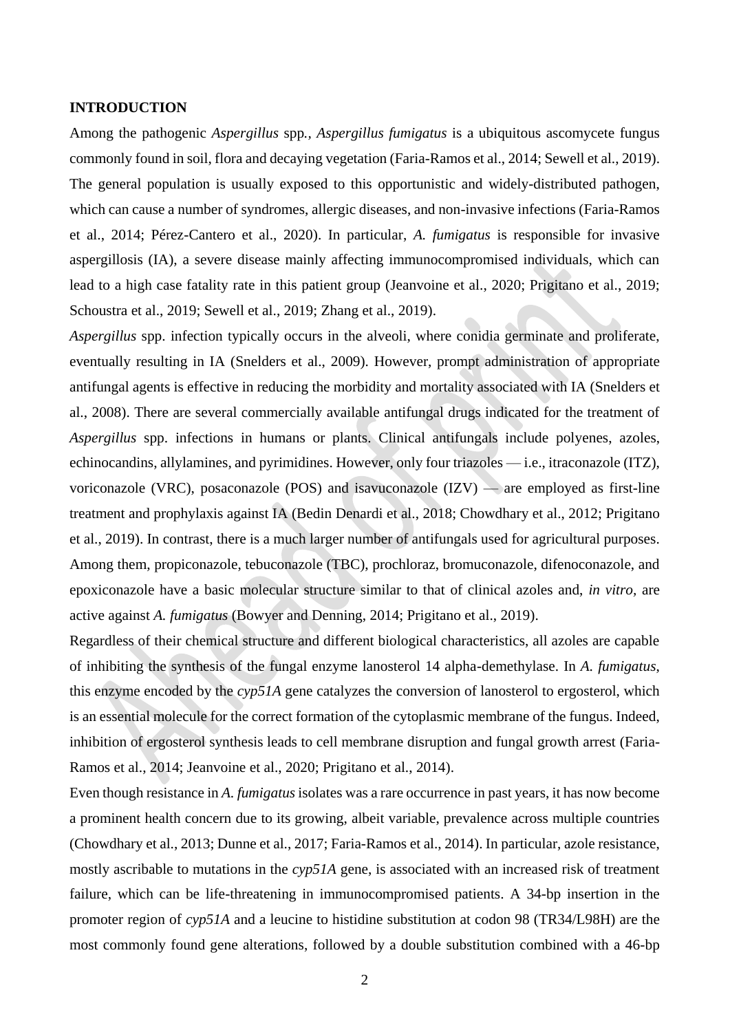## INTRODUCTION

Among the pathogenic *Aspergillus* spp*.*, *Aspergillus fumigatus* is a ubiquitous ascomycete fungus commonly found in soil, flora and decaying vegetation (Faria-Ramos et al., 2014; Sewell et al., 2019). The general population is usually exposed to this opportunistic and widely-distributed pathogen, which can cause a number of syndromes, allergic diseases, and non-invasive infections (Faria-Ramos et al., 2014; Pérez-Cantero et al., 2020). In particular, *A. fumigatus* is responsible for invasive aspergillosis (IA), a severe disease mainly affecting immunocompromised individuals, which can lead to a high case fatality rate in this patient group (Jeanvoine et al., 2020; Prigitano et al., 2019; Schoustra et al., 2019; Sewell et al., 2019; Zhang et al., 2019).

*Aspergillus* spp. infection typically occurs in the alveoli, where conidia germinate and proliferate, eventually resulting in IA (Snelders et al., 2009). However, prompt administration of appropriate antifungal agents is effective in reducing the morbidity and mortality associated with IA (Snelders et al., 2008). There are several commercially available antifungal drugs indicated for the treatment of *Aspergillus* spp. infections in humans or plants. Clinical antifungals include polyenes, azoles, echinocandins, allylamines, and pyrimidines. However, only four triazoles — i.e., itraconazole (ITZ), voriconazole (VRC), posaconazole (POS) and isavuconazole (IZV) — are employed as first-line treatment and prophylaxis against IA (Bedin Denardi et al., 2018; Chowdhary et al., 2012; Prigitano et al., 2019). In contrast, there is a much larger number of antifungals used for agricultural purposes. Among them, propiconazole, tebuconazole (TBC), prochloraz, bromuconazole, difenoconazole, and epoxiconazole have a basic molecular structure similar to that of clinical azoles and, *in vitro*, are active against *A. fumigatus* (Bowyer and Denning, 2014; Prigitano et al., 2019).

Regardless of their chemical structure and different biological characteristics, all azoles are capable of inhibiting the synthesis of the fungal enzyme lanosterol 14 alpha-demethylase. In *A. fumigatus*, this enzyme encoded by the *cyp51A* gene catalyzes the conversion of lanosterol to ergosterol, which is an essential molecule for the correct formation of the cytoplasmic membrane of the fungus. Indeed, inhibition of ergosterol synthesis leads to cell membrane disruption and fungal growth arrest (Faria-Ramos et al., 2014; Jeanvoine et al., 2020; Prigitano et al., 2014).

Even though resistance in *A. fumigatus* isolates was a rare occurrence in past years, it has now become a prominent health concern due to its growing, albeit variable, prevalence across multiple countries (Chowdhary et al., 2013; Dunne et al., 2017; Faria-Ramos et al., 2014). In particular, azole resistance, mostly ascribable to mutations in the *cyp51A* gene, is associated with an increased risk of treatment failure, which can be life-threatening in immunocompromised patients. A 34-bp insertion in the promoter region of *cyp51A* and a leucine to histidine substitution at codon 98 (TR34/L98H) are the most commonly found gene alterations, followed by a double substitution combined with a 46-bp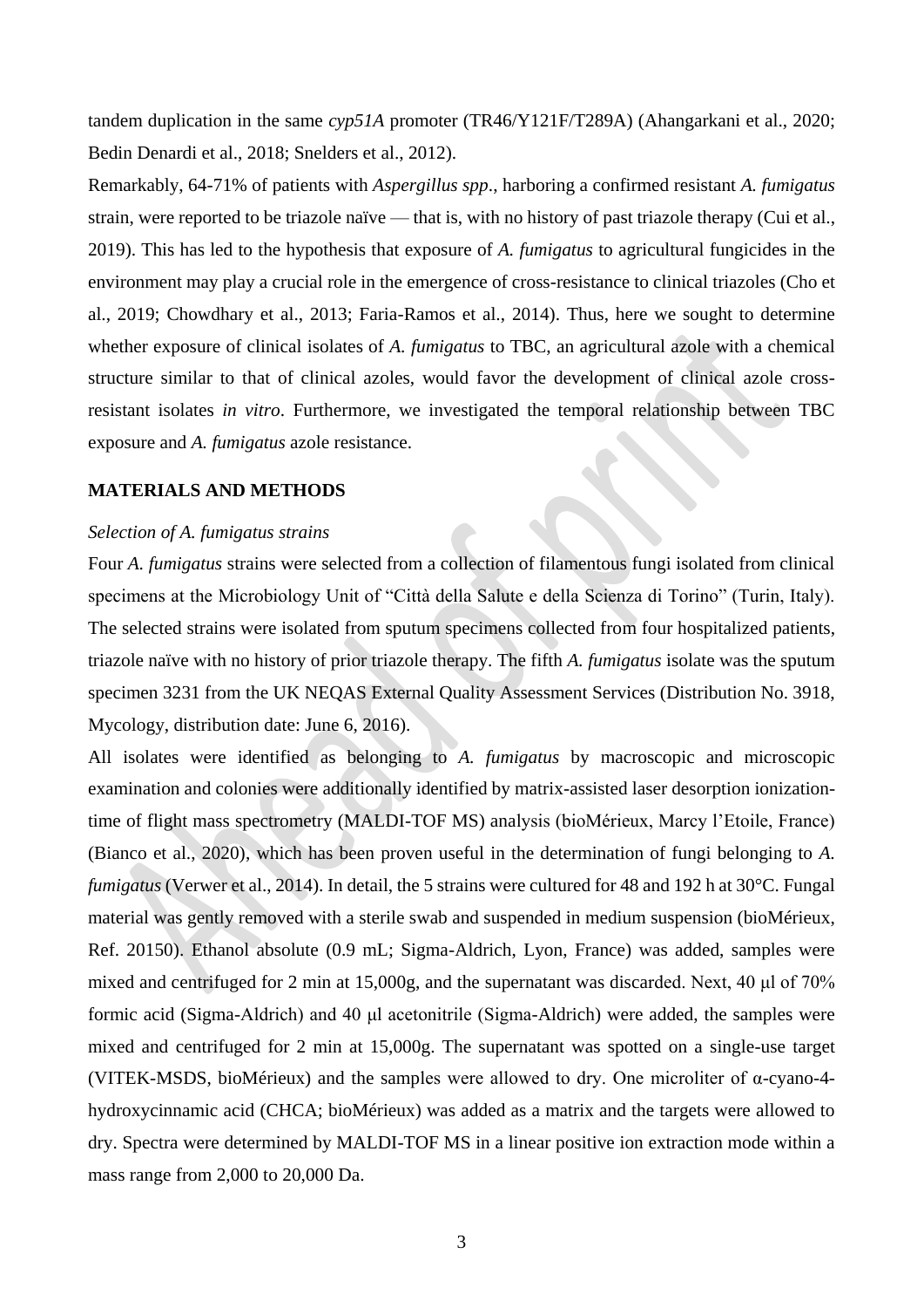tandem duplication in the same *cyp51A* promoter (TR46/Y121F/T289A) (Ahangarkani et al., 2020; Bedin Denardi et al., 2018; Snelders et al., 2012).

Remarkably, 64-71% of patients with *Aspergillus spp*., harboring a confirmed resistant *A. fumigatus* strain, were reported to be triazole naïve — that is, with no history of past triazole therapy (Cui et al., 2019). This has led to the hypothesis that exposure of *A. fumigatus* to agricultural fungicides in the environment may play a crucial role in the emergence of cross-resistance to clinical triazoles (Cho et al., 2019; Chowdhary et al., 2013; Faria-Ramos et al., 2014). Thus, here we sought to determine whether exposure of clinical isolates of *A. fumigatus* to TBC, an agricultural azole with a chemical structure similar to that of clinical azoles, would favor the development of clinical azole cross-resistant isolates *in vitro*. Furthermore, we investigated the temporal relationship between TBC exposure and *A. fumigatus* azole resistance.

## MATERIALS AND METHODS

### *Selection of A. fumigatus strains*

Four *A. fumigatus* strains were selected from a collection of filamentous fungi isolated from clinical specimens at the Microbiology Unit of "Città della Salute e della Scienza di Torino" (Turin, Italy). The selected strains were isolated from sputum specimens collected from four hospitalized patients, triazole naïve with no history of prior triazole therapy. The fifth *A. fumigatus* isolate was the sputum specimen 3231 from the UK NEQAS External Quality Assessment Services (Distribution No. 3918, Mycology, distribution date: June 6, 2016).

All isolates were identified as belonging to *A. fumigatus* by macroscopic and microscopic examination and colonies were additionally identified by matrix-assisted laser desorption ionization-time of flight mass spectrometry (MALDI-TOF MS) analysis (bioMérieux, Marcy l'Etoile, France) (Bianco et al., 2020), which has been proven useful in the determination of fungi belonging to *A. fumigatus* (Verwer et al., 2014). In detail, the 5 strains were cultured for 48 and 192 h at 30°C. Fungal material was gently removed with a sterile swab and suspended in medium suspension (bioMérieux, Ref. 20150). Ethanol absolute (0.9 mL; Sigma-Aldrich, Lyon, France) was added, samples were mixed and centrifuged for 2 min at 15,000g, and the supernatant was discarded. Next, 40 μl of 70% formic acid (Sigma-Aldrich) and 40 μl acetonitrile (Sigma-Aldrich) were added, the samples were mixed and centrifuged for 2 min at 15,000g. The supernatant was spotted on a single-use target (VITEK-MSDS, bioMérieux) and the samples were allowed to dry. One microliter of α-cyano-4-hydroxycinnamic acid (CHCA; bioMérieux) was added as a matrix and the targets were allowed to dry. Spectra were determined by MALDI-TOF MS in a linear positive ion extraction mode within a mass range from 2,000 to 20,000 Da.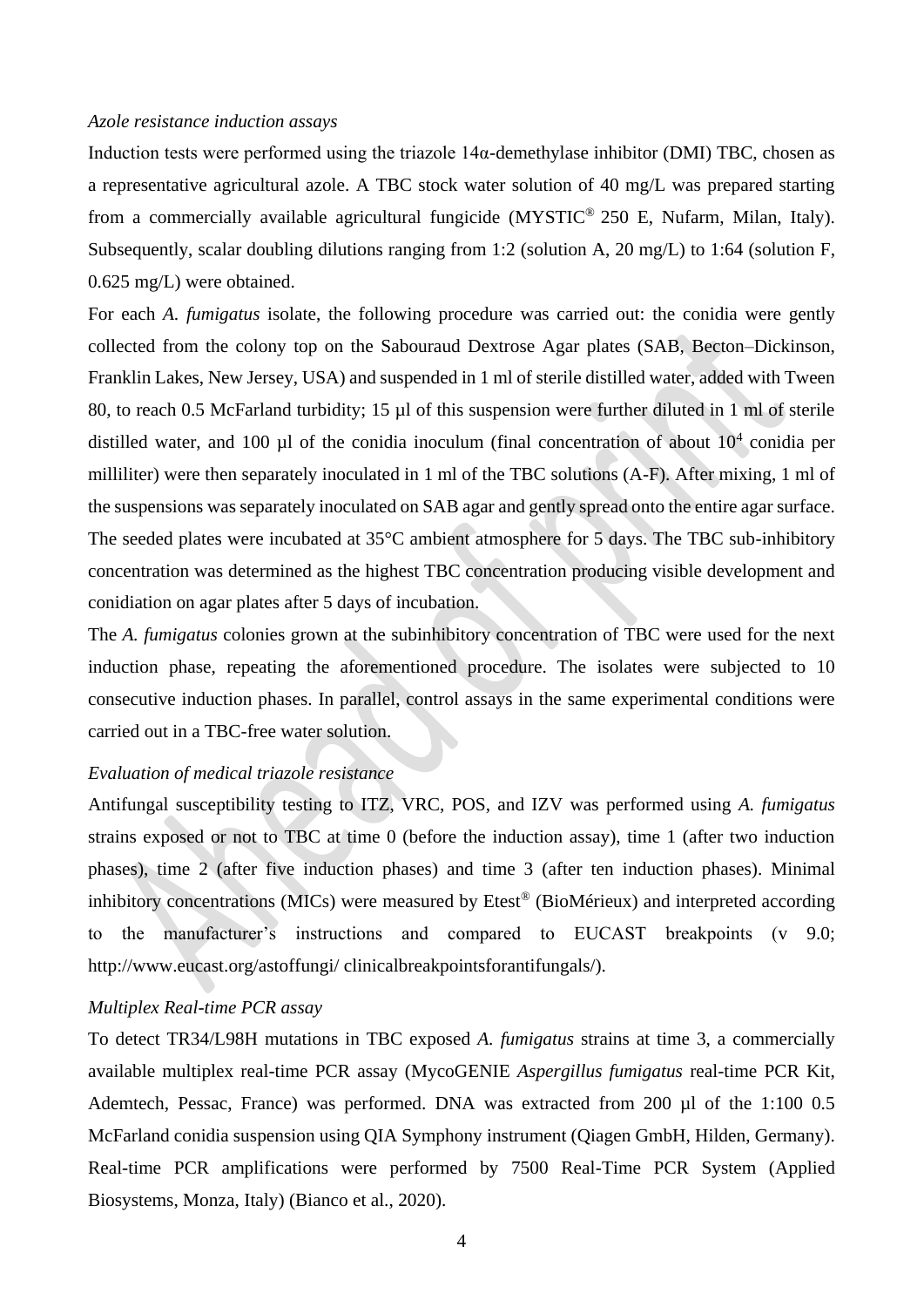*Azole resistance induction assays*

Induction tests were performed using the triazole 14α-demethylase inhibitor (DMI) TBC, chosen as a representative agricultural azole. A TBC stock water solution of 40 mg/L was prepared starting from a commercially available agricultural fungicide (MYSTIC® 250 E, Nufarm, Milan, Italy). Subsequently, scalar doubling dilutions ranging from 1:2 (solution A, 20 mg/L) to 1:64 (solution F, 0.625 mg/L) were obtained.

For each *A. fumigatus* isolate, the following procedure was carried out: the conidia were gently collected from the colony top on the Sabouraud Dextrose Agar plates (SAB, Becton–Dickinson, Franklin Lakes, New Jersey, USA) and suspended in 1 ml of sterile distilled water, added with Tween 80, to reach 0.5 McFarland turbidity; 15 µl of this suspension were further diluted in 1 ml of sterile distilled water, and 100 µl of the conidia inoculum (final concentration of about $10^4$ conidia per milliliter) were then separately inoculated in 1 ml of the TBC solutions (A-F). After mixing, 1 ml of the suspensions was separately inoculated on SAB agar and gently spread onto the entire agar surface. The seeded plates were incubated at 35°C ambient atmosphere for 5 days. The TBC sub-inhibitory concentration was determined as the highest TBC concentration producing visible development and conidiation on agar plates after 5 days of incubation.

The *A. fumigatus* colonies grown at the subinhibitory concentration of TBC were used for the next induction phase, repeating the aforementioned procedure. The isolates were subjected to 10 consecutive induction phases. In parallel, control assays in the same experimental conditions were carried out in a TBC-free water solution.

*Evaluation of medical triazole resistance*

Antifungal susceptibility testing to ITZ, VRC, POS, and IZV was performed using *A. fumigatus* strains exposed or not to TBC at time 0 (before the induction assay), time 1 (after two induction phases), time 2 (after five induction phases) and time 3 (after ten induction phases). Minimal inhibitory concentrations (MICs) were measured by Etest® (BioMérieux) and interpreted according to the manufacturer's instructions and compared to EUCAST breakpoints (v 9.0; http://www.eucast.org/astoffungi/ clinicalbreakpointsforantifungals/).

*Multiplex Real-time PCR assay*

To detect TR34/L98H mutations in TBC exposed *A. fumigatus* strains at time 3, a commercially available multiplex real-time PCR assay (MycoGENIE *Aspergillus fumigatus* real-time PCR Kit, Ademtech, Pessac, France) was performed. DNA was extracted from 200 µl of the 1:100 0.5 McFarland conidia suspension using QIA Symphony instrument (Qiagen GmbH, Hilden, Germany). Real-time PCR amplifications were performed by 7500 Real-Time PCR System (Applied Biosystems, Monza, Italy) (Bianco et al., 2020).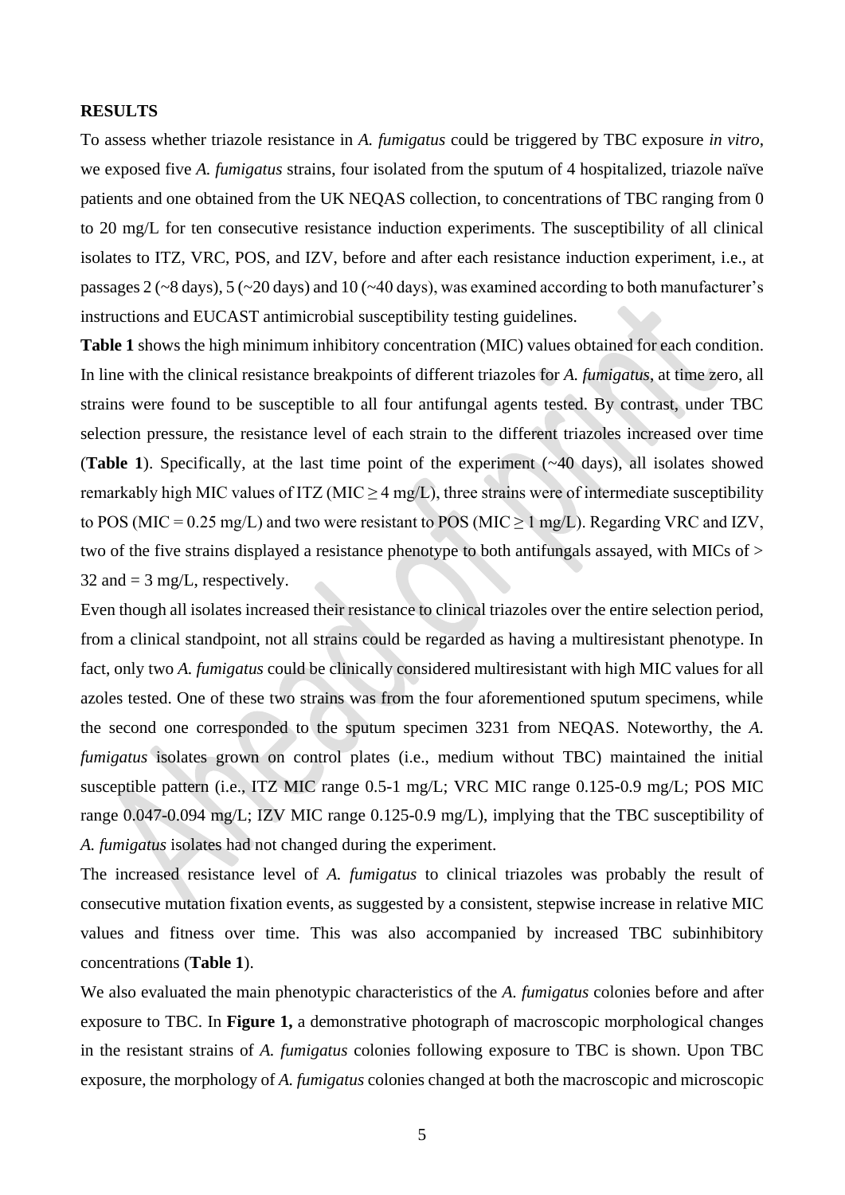**RESULTS**

To assess whether triazole resistance in *A. fumigatus* could be triggered by TBC exposure *in vitro*, we exposed five *A. fumigatus* strains, four isolated from the sputum of 4 hospitalized, triazole naïve patients and one obtained from the UK NEQAS collection, to concentrations of TBC ranging from 0 to 20 mg/L for ten consecutive resistance induction experiments. The susceptibility of all clinical isolates to ITZ, VRC, POS, and IZV, before and after each resistance induction experiment, i.e., at passages 2 (~8 days), 5 (~20 days) and 10 (~40 days), was examined according to both manufacturer's instructions and EUCAST antimicrobial susceptibility testing guidelines.

**Table 1** shows the high minimum inhibitory concentration (MIC) values obtained for each condition. In line with the clinical resistance breakpoints of different triazoles for *A. fumigatus*, at time zero, all strains were found to be susceptible to all four antifungal agents tested. By contrast, under TBC selection pressure, the resistance level of each strain to the different triazoles increased over time (**Table 1**). Specifically, at the last time point of the experiment (~40 days), all isolates showed remarkably high MIC values of ITZ (MIC ≥ 4 mg/L), three strains were of intermediate susceptibility to POS (MIC = 0.25 mg/L) and two were resistant to POS (MIC ≥ 1 mg/L). Regarding VRC and IZV, two of the five strains displayed a resistance phenotype to both antifungals assayed, with MICs of > 32 and = 3 mg/L, respectively.

Even though all isolates increased their resistance to clinical triazoles over the entire selection period, from a clinical standpoint, not all strains could be regarded as having a multiresistant phenotype. In fact, only two *A. fumigatus* could be clinically considered multiresistant with high MIC values for all azoles tested. One of these two strains was from the four aforementioned sputum specimens, while the second one corresponded to the sputum specimen 3231 from NEQAS. Noteworthy, the *A. fumigatus* isolates grown on control plates (i.e., medium without TBC) maintained the initial susceptible pattern (i.e., ITZ MIC range 0.5-1 mg/L; VRC MIC range 0.125-0.9 mg/L; POS MIC range 0.047-0.094 mg/L; IZV MIC range 0.125-0.9 mg/L), implying that the TBC susceptibility of *A. fumigatus* isolates had not changed during the experiment.

The increased resistance level of *A. fumigatus* to clinical triazoles was probably the result of consecutive mutation fixation events, as suggested by a consistent, stepwise increase in relative MIC values and fitness over time. This was also accompanied by increased TBC subinhibitory concentrations (**Table 1**).

We also evaluated the main phenotypic characteristics of the *A. fumigatus* colonies before and after exposure to TBC. In **Figure 1,** a demonstrative photograph of macroscopic morphological changes in the resistant strains of *A. fumigatus* colonies following exposure to TBC is shown. Upon TBC exposure, the morphology of *A. fumigatus* colonies changed at both the macroscopic and microscopic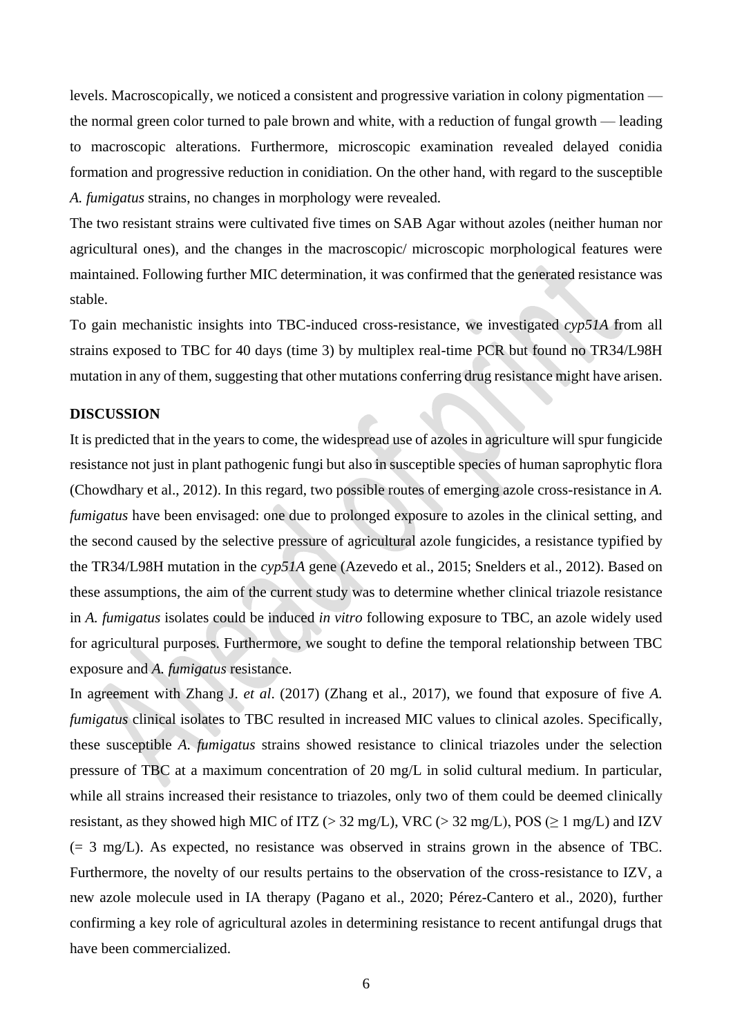levels. Macroscopically, we noticed a consistent and progressive variation in colony pigmentation — the normal green color turned to pale brown and white, with a reduction of fungal growth — leading to macroscopic alterations. Furthermore, microscopic examination revealed delayed conidia formation and progressive reduction in conidiation. On the other hand, with regard to the susceptible *A. fumigatus* strains, no changes in morphology were revealed.

The two resistant strains were cultivated five times on SAB Agar without azoles (neither human nor agricultural ones), and the changes in the macroscopic/ microscopic morphological features were maintained. Following further MIC determination, it was confirmed that the generated resistance was stable.

To gain mechanistic insights into TBC-induced cross-resistance, we investigated *cyp51A* from all strains exposed to TBC for 40 days (time 3) by multiplex real-time PCR but found no TR34/L98H mutation in any of them, suggesting that other mutations conferring drug resistance might have arisen.

## DISCUSSION

It is predicted that in the years to come, the widespread use of azoles in agriculture will spur fungicide resistance not just in plant pathogenic fungi but also in susceptible species of human saprophytic flora (Chowdhary et al., 2012). In this regard, two possible routes of emerging azole cross-resistance in *A. fumigatus* have been envisaged: one due to prolonged exposure to azoles in the clinical setting, and the second caused by the selective pressure of agricultural azole fungicides, a resistance typified by the TR34/L98H mutation in the *cyp51A* gene (Azevedo et al., 2015; Snelders et al., 2012). Based on these assumptions, the aim of the current study was to determine whether clinical triazole resistance in *A. fumigatus* isolates could be induced *in vitro* following exposure to TBC, an azole widely used for agricultural purposes. Furthermore, we sought to define the temporal relationship between TBC exposure and *A. fumigatus* resistance.

In agreement with Zhang J. *et al*. (2017) (Zhang et al., 2017), we found that exposure of five *A. fumigatus* clinical isolates to TBC resulted in increased MIC values to clinical azoles. Specifically, these susceptible *A. fumigatus* strains showed resistance to clinical triazoles under the selection pressure of TBC at a maximum concentration of 20 mg/L in solid cultural medium. In particular, while all strains increased their resistance to triazoles, only two of them could be deemed clinically resistant, as they showed high MIC of ITZ (> 32 mg/L), VRC (> 32 mg/L), POS (≥ 1 mg/L) and IZV (= 3 mg/L). As expected, no resistance was observed in strains grown in the absence of TBC. Furthermore, the novelty of our results pertains to the observation of the cross-resistance to IZV, a new azole molecule used in IA therapy (Pagano et al., 2020; Pérez-Cantero et al., 2020), further confirming a key role of agricultural azoles in determining resistance to recent antifungal drugs that have been commercialized.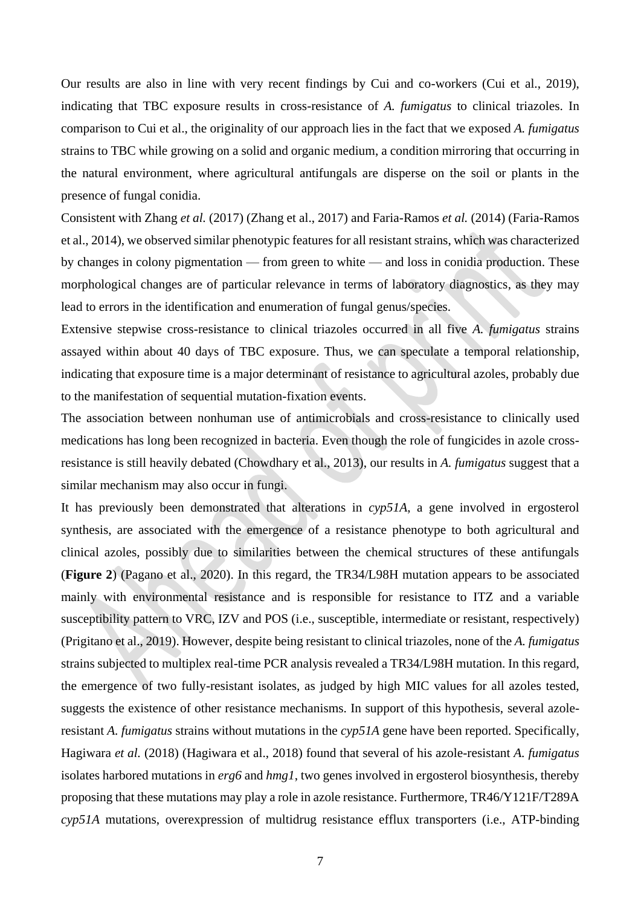Our results are also in line with very recent findings by Cui and co-workers (Cui et al., 2019), indicating that TBC exposure results in cross-resistance of *A. fumigatus* to clinical triazoles. In comparison to Cui et al., the originality of our approach lies in the fact that we exposed *A. fumigatus* strains to TBC while growing on a solid and organic medium, a condition mirroring that occurring in the natural environment, where agricultural antifungals are disperse on the soil or plants in the presence of fungal conidia.

Consistent with Zhang *et al.* (2017) (Zhang et al., 2017) and Faria-Ramos *et al.* (2014) (Faria-Ramos et al., 2014), we observed similar phenotypic features for all resistant strains, which was characterized by changes in colony pigmentation — from green to white — and loss in conidia production. These morphological changes are of particular relevance in terms of laboratory diagnostics, as they may lead to errors in the identification and enumeration of fungal genus/species.

Extensive stepwise cross-resistance to clinical triazoles occurred in all five *A. fumigatus* strains assayed within about 40 days of TBC exposure. Thus, we can speculate a temporal relationship, indicating that exposure time is a major determinant of resistance to agricultural azoles, probably due to the manifestation of sequential mutation-fixation events.

The association between nonhuman use of antimicrobials and cross-resistance to clinically used medications has long been recognized in bacteria. Even though the role of fungicides in azole cross-resistance is still heavily debated (Chowdhary et al., 2013), our results in *A. fumigatus* suggest that a similar mechanism may also occur in fungi.

It has previously been demonstrated that alterations in *cyp51A*, a gene involved in ergosterol synthesis, are associated with the emergence of a resistance phenotype to both agricultural and clinical azoles, possibly due to similarities between the chemical structures of these antifungals (**Figure 2**) (Pagano et al., 2020). In this regard, the TR34/L98H mutation appears to be associated mainly with environmental resistance and is responsible for resistance to ITZ and a variable susceptibility pattern to VRC, IZV and POS (i.e., susceptible, intermediate or resistant, respectively) (Prigitano et al., 2019). However, despite being resistant to clinical triazoles, none of the *A. fumigatus* strains subjected to multiplex real-time PCR analysis revealed a TR34/L98H mutation. In this regard, the emergence of two fully-resistant isolates, as judged by high MIC values for all azoles tested, suggests the existence of other resistance mechanisms. In support of this hypothesis, several azole-resistant *A. fumigatus* strains without mutations in the *cyp51A* gene have been reported. Specifically, Hagiwara *et al.* (2018) (Hagiwara et al., 2018) found that several of his azole-resistant *A. fumigatus* isolates harbored mutations in *erg6* and *hmg1*, two genes involved in ergosterol biosynthesis, thereby proposing that these mutations may play a role in azole resistance. Furthermore, TR46/Y121F/T289A *cyp51A* mutations, overexpression of multidrug resistance efflux transporters (i.e., ATP-binding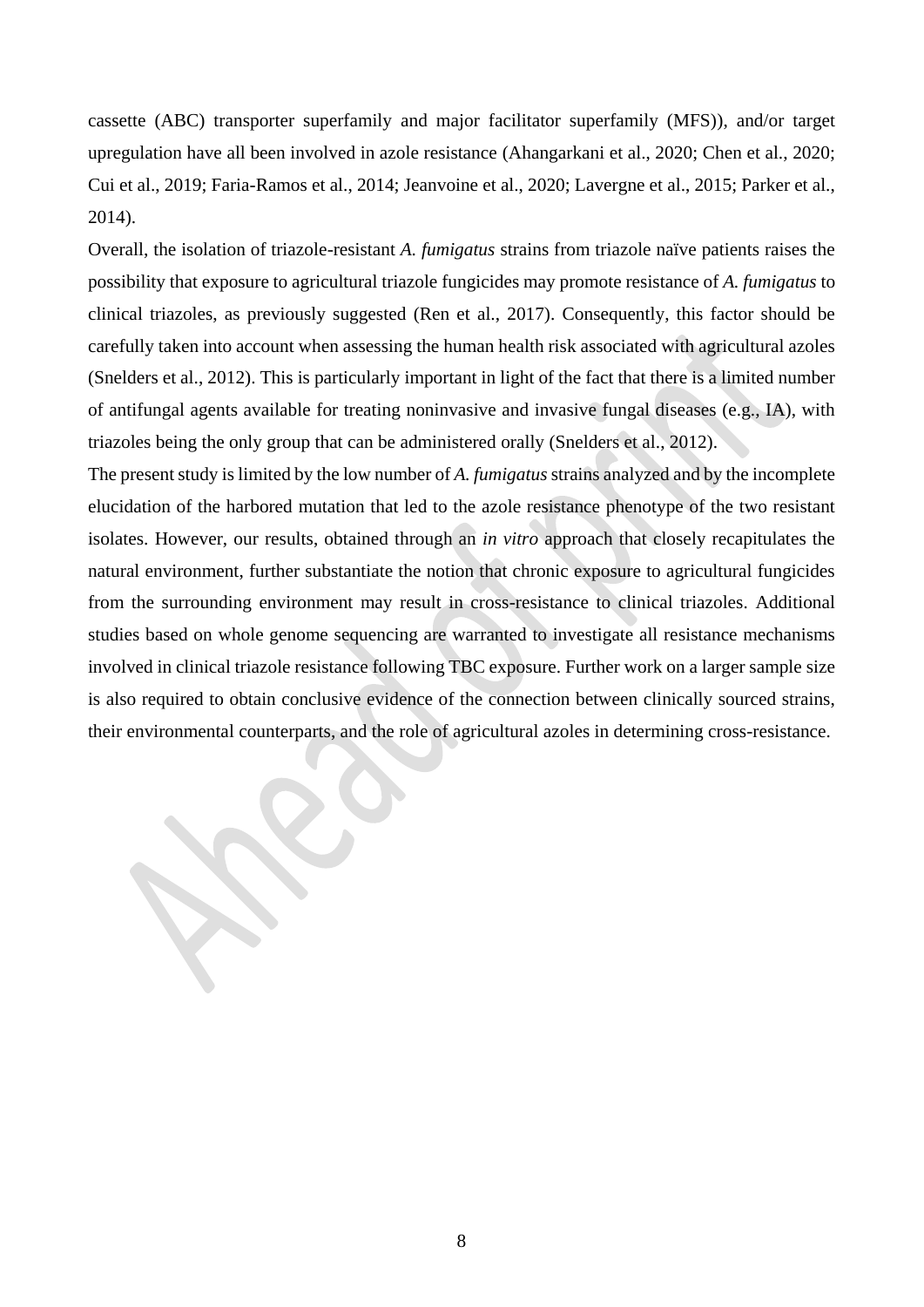cassette (ABC) transporter superfamily and major facilitator superfamily (MFS)), and/or target upregulation have all been involved in azole resistance (Ahangarkani et al., 2020; Chen et al., 2020; Cui et al., 2019; Faria-Ramos et al., 2014; Jeanvoine et al., 2020; Lavergne et al., 2015; Parker et al., 2014).

Overall, the isolation of triazole-resistant *A. fumigatus* strains from triazole naïve patients raises the possibility that exposure to agricultural triazole fungicides may promote resistance of *A. fumigatus* to clinical triazoles, as previously suggested (Ren et al., 2017). Consequently, this factor should be carefully taken into account when assessing the human health risk associated with agricultural azoles (Snelders et al., 2012). This is particularly important in light of the fact that there is a limited number of antifungal agents available for treating noninvasive and invasive fungal diseases (e.g., IA), with triazoles being the only group that can be administered orally (Snelders et al., 2012).

The present study is limited by the low number of *A. fumigatus* strains analyzed and by the incomplete elucidation of the harbored mutation that led to the azole resistance phenotype of the two resistant isolates. However, our results, obtained through an *in vitro* approach that closely recapitulates the natural environment, further substantiate the notion that chronic exposure to agricultural fungicides from the surrounding environment may result in cross-resistance to clinical triazoles. Additional studies based on whole genome sequencing are warranted to investigate all resistance mechanisms involved in clinical triazole resistance following TBC exposure. Further work on a larger sample size is also required to obtain conclusive evidence of the connection between clinically sourced strains, their environmental counterparts, and the role of agricultural azoles in determining cross-resistance.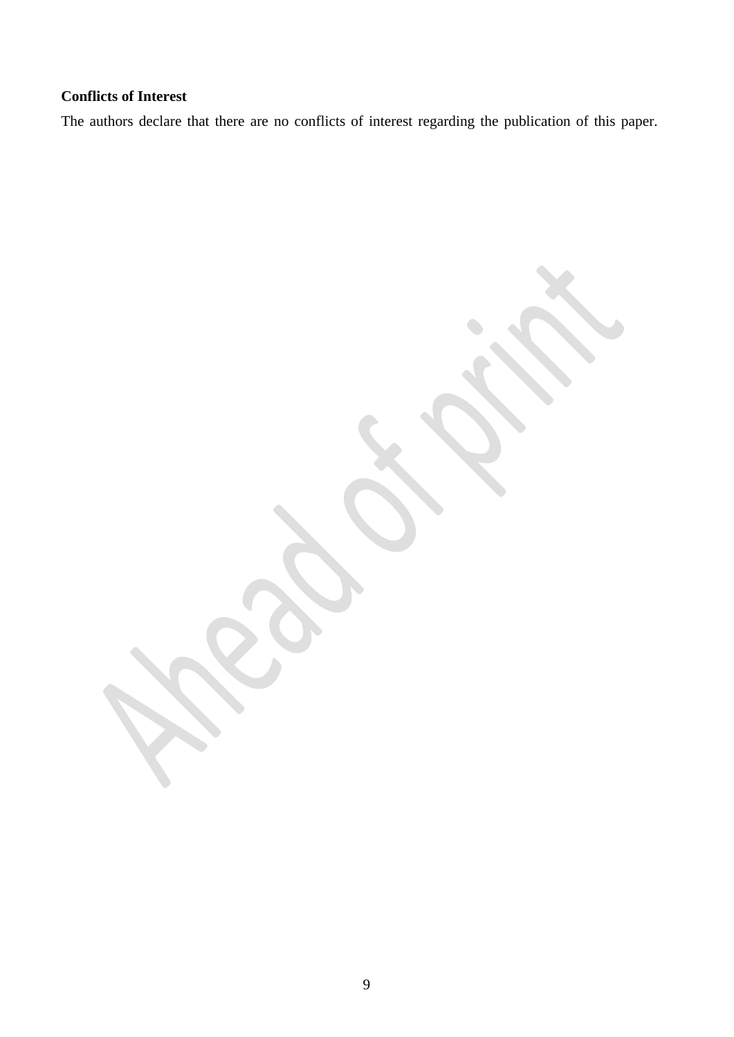**Conflicts of Interest**

The authors declare that there are no conflicts of interest regarding the publication of this paper.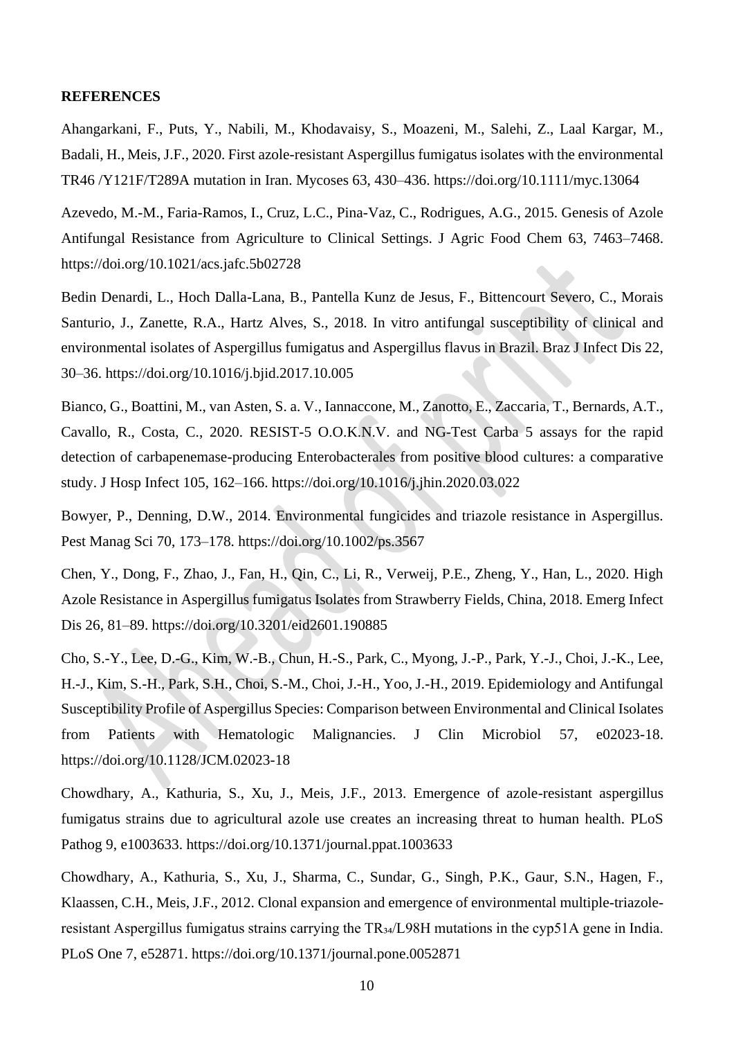**REFERENCES**

Ahangarkani, F., Puts, Y., Nabili, M., Khodavaisy, S., Moazeni, M., Salehi, Z., Laal Kargar, M., Badali, H., Meis, J.F., 2020. First azole-resistant Aspergillus fumigatus isolates with the environmental TR46 /Y121F/T289A mutation in Iran. Mycoses 63, 430–436. https://doi.org/10.1111/myc.13064

Azevedo, M.-M., Faria-Ramos, I., Cruz, L.C., Pina-Vaz, C., Rodrigues, A.G., 2015. Genesis of Azole Antifungal Resistance from Agriculture to Clinical Settings. J Agric Food Chem 63, 7463–7468. https://doi.org/10.1021/acs.jafc.5b02728

Bedin Denardi, L., Hoch Dalla-Lana, B., Pantella Kunz de Jesus, F., Bittencourt Severo, C., Morais Santurio, J., Zanette, R.A., Hartz Alves, S., 2018. In vitro antifungal susceptibility of clinical and environmental isolates of Aspergillus fumigatus and Aspergillus flavus in Brazil. Braz J Infect Dis 22, 30–36. https://doi.org/10.1016/j.bjid.2017.10.005

Bianco, G., Boattini, M., van Asten, S. a. V., Iannaccone, M., Zanotto, E., Zaccaria, T., Bernards, A.T., Cavallo, R., Costa, C., 2020. RESIST-5 O.O.K.N.V. and NG-Test Carba 5 assays for the rapid detection of carbapenemase-producing Enterobacterales from positive blood cultures: a comparative study. J Hosp Infect 105, 162–166. https://doi.org/10.1016/j.jhin.2020.03.022

Bowyer, P., Denning, D.W., 2014. Environmental fungicides and triazole resistance in Aspergillus. Pest Manag Sci 70, 173–178. https://doi.org/10.1002/ps.3567

Chen, Y., Dong, F., Zhao, J., Fan, H., Qin, C., Li, R., Verweij, P.E., Zheng, Y., Han, L., 2020. High Azole Resistance in Aspergillus fumigatus Isolates from Strawberry Fields, China, 2018. Emerg Infect Dis 26, 81–89. https://doi.org/10.3201/eid2601.190885

Cho, S.-Y., Lee, D.-G., Kim, W.-B., Chun, H.-S., Park, C., Myong, J.-P., Park, Y.-J., Choi, J.-K., Lee, H.-J., Kim, S.-H., Park, S.H., Choi, S.-M., Choi, J.-H., Yoo, J.-H., 2019. Epidemiology and Antifungal Susceptibility Profile of Aspergillus Species: Comparison between Environmental and Clinical Isolates from Patients with Hematologic Malignancies. J Clin Microbiol 57, e02023-18. https://doi.org/10.1128/JCM.02023-18

Chowdhary, A., Kathuria, S., Xu, J., Meis, J.F., 2013. Emergence of azole-resistant aspergillus fumigatus strains due to agricultural azole use creates an increasing threat to human health. PLoS Pathog 9, e1003633. https://doi.org/10.1371/journal.ppat.1003633

Chowdhary, A., Kathuria, S., Xu, J., Sharma, C., Sundar, G., Singh, P.K., Gaur, S.N., Hagen, F., Klaassen, C.H., Meis, J.F., 2012. Clonal expansion and emergence of environmental multiple-triazole-resistant Aspergillus fumigatus strains carrying the $TR_{34}$/L98H mutations in the cyp51A gene in India. PLoS One 7, e52871. https://doi.org/10.1371/journal.pone.0052871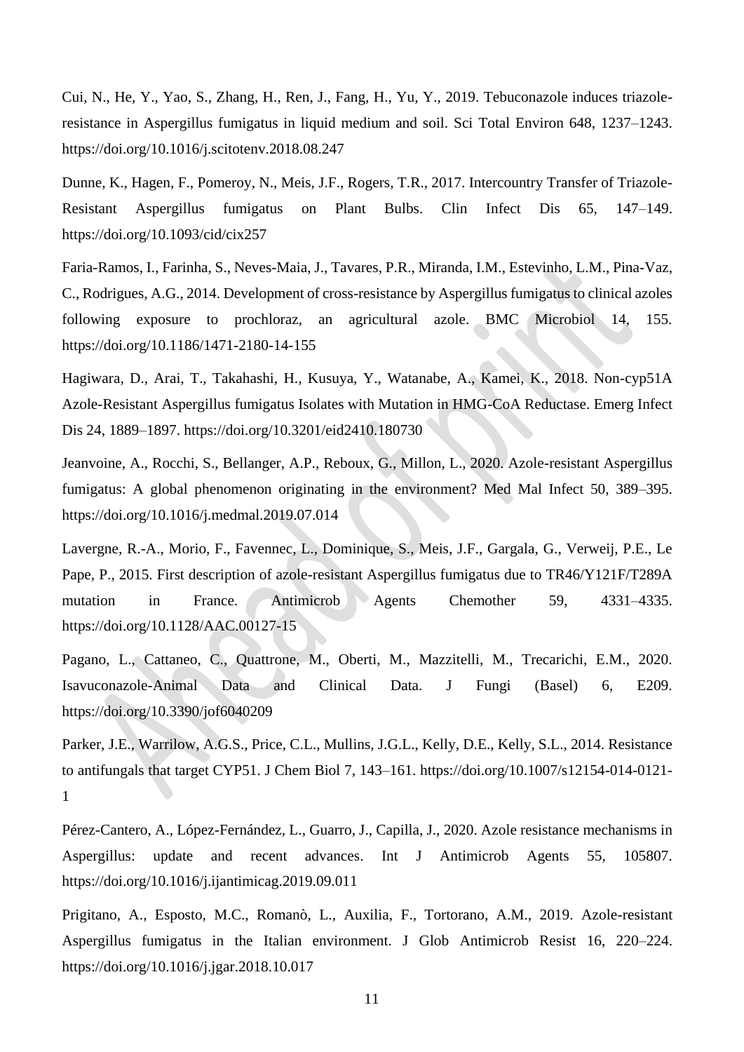Cui, N., He, Y., Yao, S., Zhang, H., Ren, J., Fang, H., Yu, Y., 2019. Tebuconazole induces triazole-resistance in Aspergillus fumigatus in liquid medium and soil. Sci Total Environ 648, 1237–1243. https://doi.org/10.1016/j.scitotenv.2018.08.247

Dunne, K., Hagen, F., Pomeroy, N., Meis, J.F., Rogers, T.R., 2017. Intercountry Transfer of Triazole-Resistant Aspergillus fumigatus on Plant Bulbs. Clin Infect Dis 65, 147–149. https://doi.org/10.1093/cid/cix257

Faria-Ramos, I., Farinha, S., Neves-Maia, J., Tavares, P.R., Miranda, I.M., Estevinho, L.M., Pina-Vaz, C., Rodrigues, A.G., 2014. Development of cross-resistance by Aspergillus fumigatus to clinical azoles following exposure to prochloraz, an agricultural azole. BMC Microbiol 14, 155. https://doi.org/10.1186/1471-2180-14-155

Hagiwara, D., Arai, T., Takahashi, H., Kusuya, Y., Watanabe, A., Kamei, K., 2018. Non-cyp51A Azole-Resistant Aspergillus fumigatus Isolates with Mutation in HMG-CoA Reductase. Emerg Infect Dis 24, 1889–1897. https://doi.org/10.3201/eid2410.180730

Jeanvoine, A., Rocchi, S., Bellanger, A.P., Reboux, G., Millon, L., 2020. Azole-resistant Aspergillus fumigatus: A global phenomenon originating in the environment? Med Mal Infect 50, 389–395. https://doi.org/10.1016/j.medmal.2019.07.014

Lavergne, R.-A., Morio, F., Favennec, L., Dominique, S., Meis, J.F., Gargala, G., Verweij, P.E., Le Pape, P., 2015. First description of azole-resistant Aspergillus fumigatus due to TR46/Y121F/T289A mutation in France. Antimicrob Agents Chemother 59, 4331–4335. https://doi.org/10.1128/AAC.00127-15

Pagano, L., Cattaneo, C., Quattrone, M., Oberti, M., Mazzitelli, M., Trecarichi, E.M., 2020. Isavuconazole-Animal Data and Clinical Data. J Fungi (Basel) 6, E209. https://doi.org/10.3390/jof6040209

Parker, J.E., Warrilow, A.G.S., Price, C.L., Mullins, J.G.L., Kelly, D.E., Kelly, S.L., 2014. Resistance to antifungals that target CYP51. J Chem Biol 7, 143–161. https://doi.org/10.1007/s12154-014-0121-1

Pérez-Cantero, A., López-Fernández, L., Guarro, J., Capilla, J., 2020. Azole resistance mechanisms in Aspergillus: update and recent advances. Int J Antimicrob Agents 55, 105807. https://doi.org/10.1016/j.ijantimicag.2019.09.011

Prigitano, A., Esposto, M.C., Romanò, L., Auxilia, F., Tortorano, A.M., 2019. Azole-resistant Aspergillus fumigatus in the Italian environment. J Glob Antimicrob Resist 16, 220–224. https://doi.org/10.1016/j.jgar.2018.10.017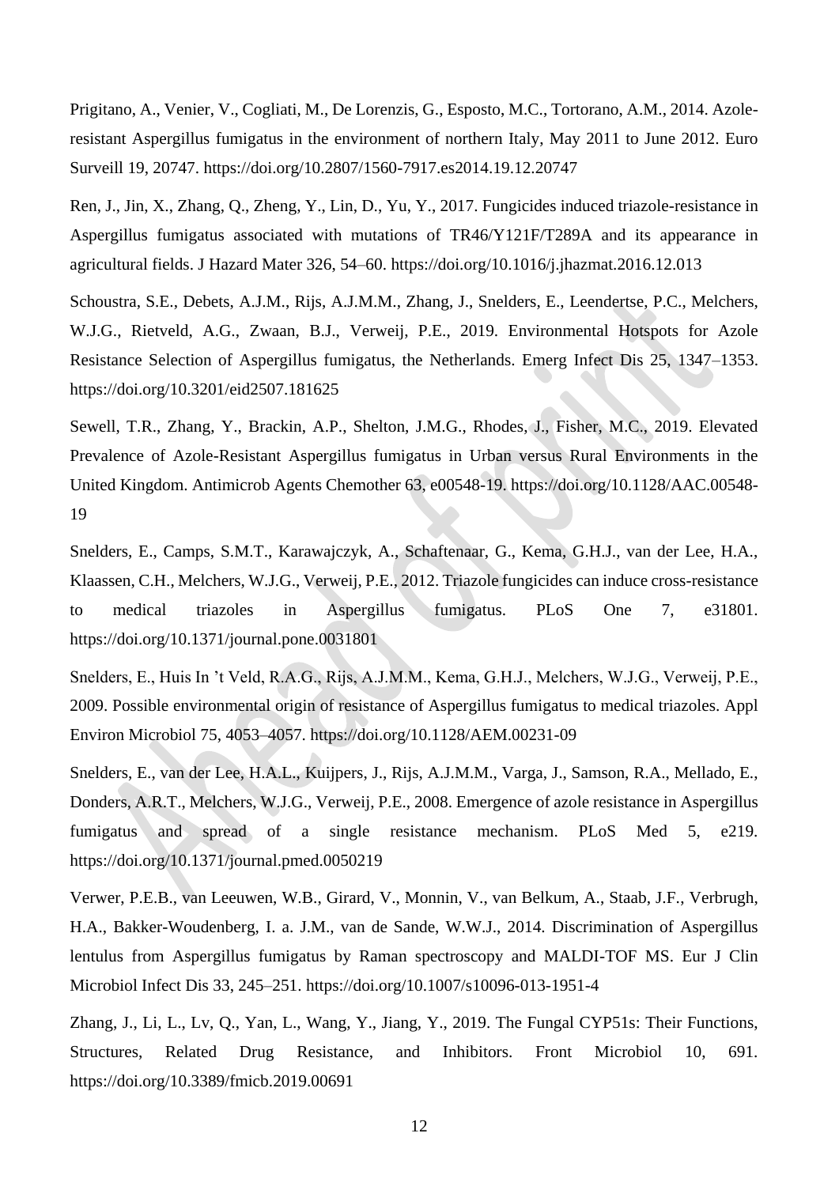Prigitano, A., Venier, V., Cogliati, M., De Lorenzis, G., Esposto, M.C., Tortorano, A.M., 2014. Azole-resistant Aspergillus fumigatus in the environment of northern Italy, May 2011 to June 2012. Euro Surveill 19, 20747. https://doi.org/10.2807/1560-7917.es2014.19.12.20747

Ren, J., Jin, X., Zhang, Q., Zheng, Y., Lin, D., Yu, Y., 2017. Fungicides induced triazole-resistance in Aspergillus fumigatus associated with mutations of TR46/Y121F/T289A and its appearance in agricultural fields. J Hazard Mater 326, 54–60. https://doi.org/10.1016/j.jhazmat.2016.12.013

Schoustra, S.E., Debets, A.J.M., Rijs, A.J.M.M., Zhang, J., Snelders, E., Leendertse, P.C., Melchers, W.J.G., Rietveld, A.G., Zwaan, B.J., Verweij, P.E., 2019. Environmental Hotspots for Azole Resistance Selection of Aspergillus fumigatus, the Netherlands. Emerg Infect Dis 25, 1347–1353. https://doi.org/10.3201/eid2507.181625

Sewell, T.R., Zhang, Y., Brackin, A.P., Shelton, J.M.G., Rhodes, J., Fisher, M.C., 2019. Elevated Prevalence of Azole-Resistant Aspergillus fumigatus in Urban versus Rural Environments in the United Kingdom. Antimicrob Agents Chemother 63, e00548-19. https://doi.org/10.1128/AAC.00548-19

Snelders, E., Camps, S.M.T., Karawajczyk, A., Schaftenaar, G., Kema, G.H.J., van der Lee, H.A., Klaassen, C.H., Melchers, W.J.G., Verweij, P.E., 2012. Triazole fungicides can induce cross-resistance to medical triazoles in Aspergillus fumigatus. PLoS One 7, e31801. https://doi.org/10.1371/journal.pone.0031801

Snelders, E., Huis In 't Veld, R.A.G., Rijs, A.J.M.M., Kema, G.H.J., Melchers, W.J.G., Verweij, P.E., 2009. Possible environmental origin of resistance of Aspergillus fumigatus to medical triazoles. Appl Environ Microbiol 75, 4053–4057. https://doi.org/10.1128/AEM.00231-09

Snelders, E., van der Lee, H.A.L., Kuijpers, J., Rijs, A.J.M.M., Varga, J., Samson, R.A., Mellado, E., Donders, A.R.T., Melchers, W.J.G., Verweij, P.E., 2008. Emergence of azole resistance in Aspergillus fumigatus and spread of a single resistance mechanism. PLoS Med 5, e219. https://doi.org/10.1371/journal.pmed.0050219

Verwer, P.E.B., van Leeuwen, W.B., Girard, V., Monnin, V., van Belkum, A., Staab, J.F., Verbrugh, H.A., Bakker-Woudenberg, I. a. J.M., van de Sande, W.W.J., 2014. Discrimination of Aspergillus lentulus from Aspergillus fumigatus by Raman spectroscopy and MALDI-TOF MS. Eur J Clin Microbiol Infect Dis 33, 245–251. https://doi.org/10.1007/s10096-013-1951-4

Zhang, J., Li, L., Lv, Q., Yan, L., Wang, Y., Jiang, Y., 2019. The Fungal CYP51s: Their Functions, Structures, Related Drug Resistance, and Inhibitors. Front Microbiol 10, 691. https://doi.org/10.3389/fmicb.2019.00691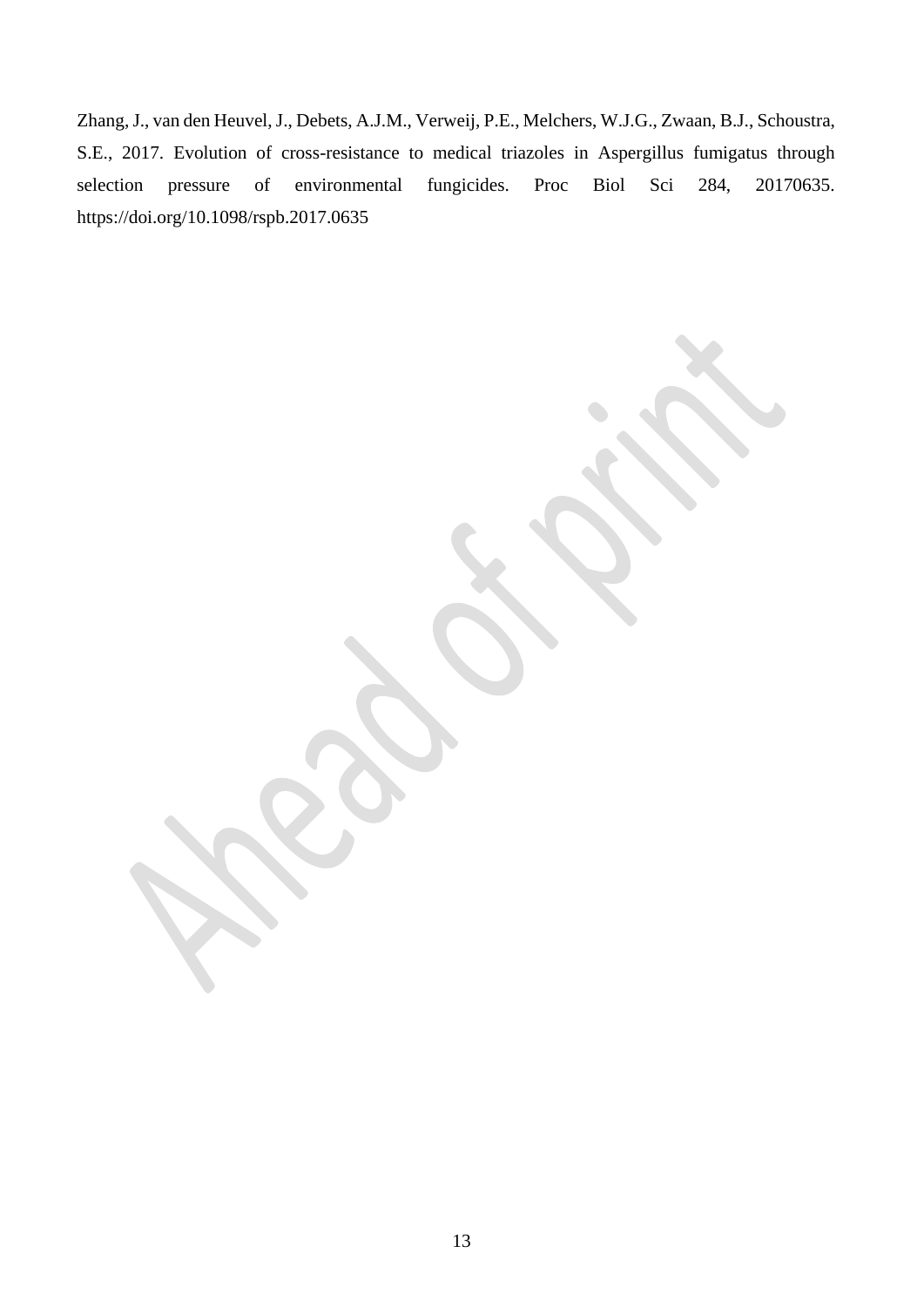Zhang, J., van den Heuvel, J., Debets, A.J.M., Verweij, P.E., Melchers, W.J.G., Zwaan, B.J., Schoustra, S.E., 2017. Evolution of cross-resistance to medical triazoles in Aspergillus fumigatus through selection pressure of environmental fungicides. Proc Biol Sci 284, 20170635. https://doi.org/10.1098/rspb.2017.0635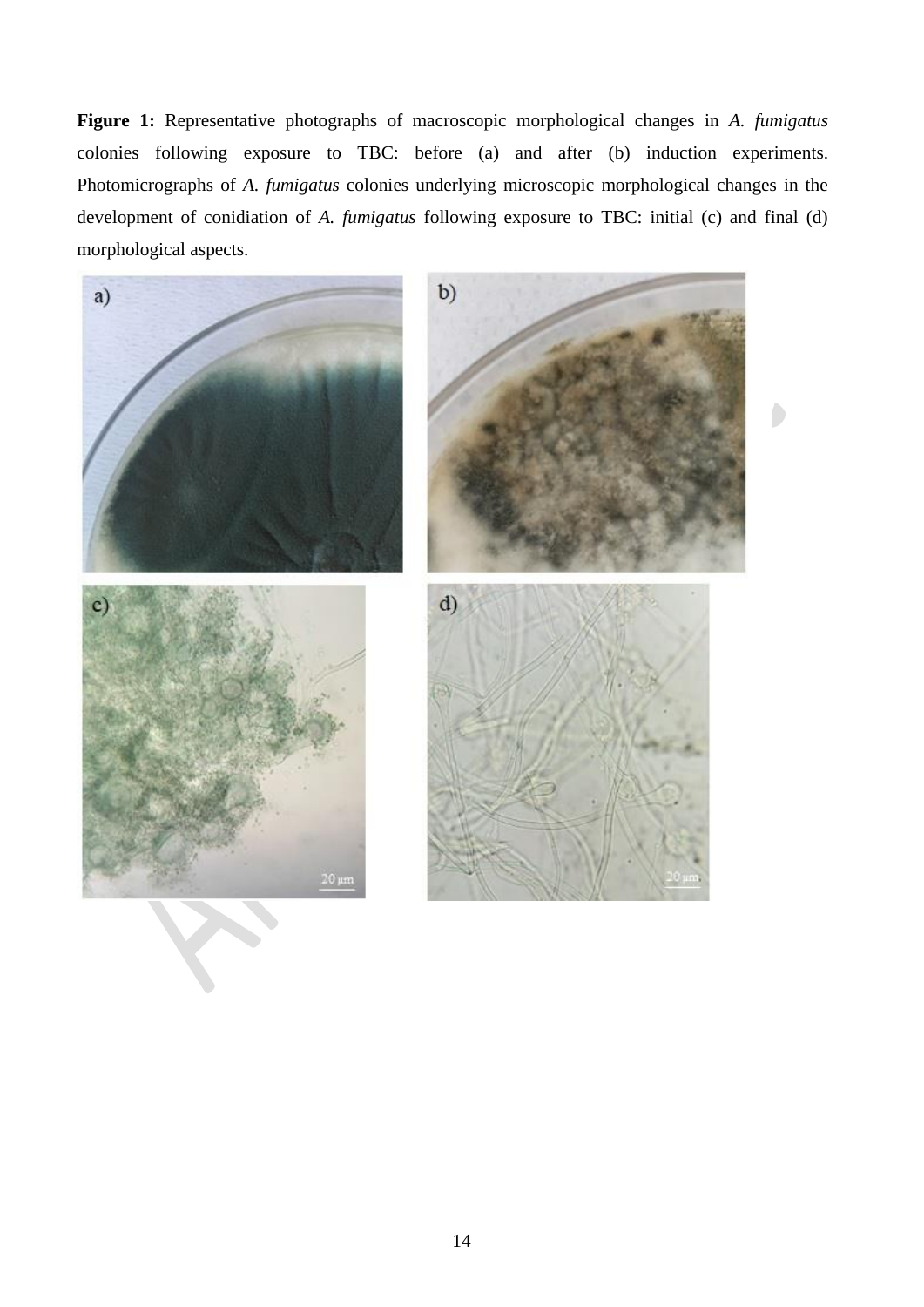**Figure 1:** Representative photographs of macroscopic morphological changes in *A. fumigatus* colonies following exposure to TBC: before (a) and after (b) induction experiments. Photomicrographs of *A. fumigatus* colonies underlying microscopic morphological changes in the development of conidiation of *A. fumigatus* following exposure to TBC: initial (c) and final (d) morphological aspects.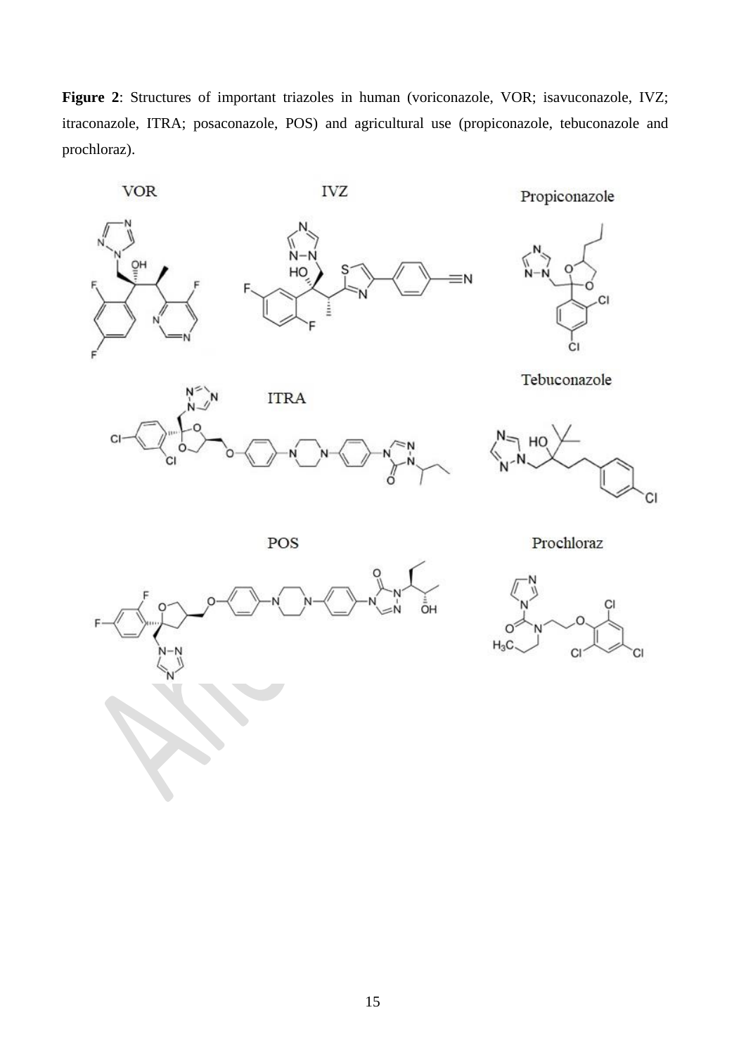**Figure 2**: Structures of important triazoles in human (voriconazole, VOR; isavuconazole, IVZ; itraconazole, ITRA; posaconazole, POS) and agricultural use (propiconazole, tebuconazole and prochloraz).

VOR

IVZ

Propiconazole

ITRA

Tebuconazole

POS

Prochloraz